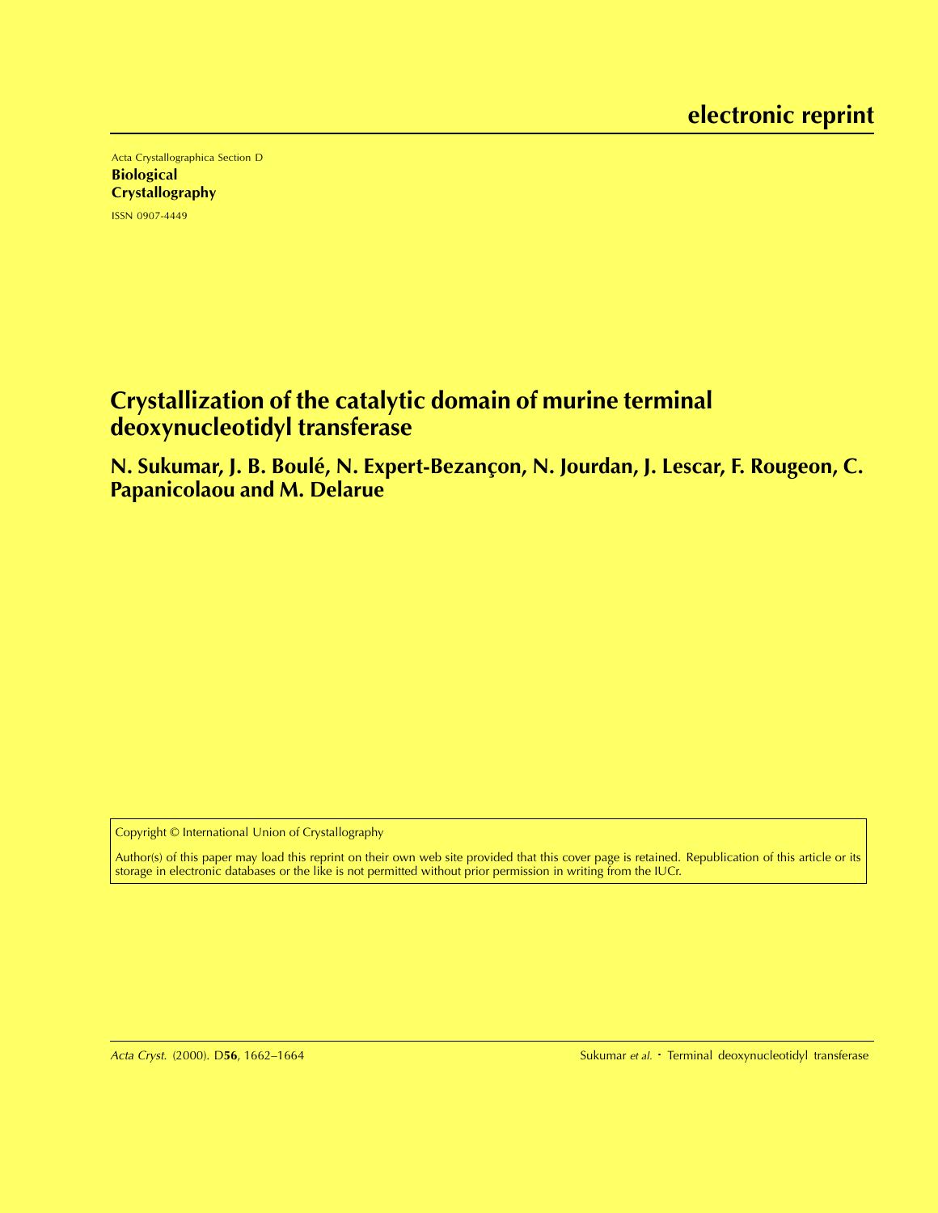# electronic reprint

Acta Crystallographica Section D

**Biological Crystallography**

ISSN 0907-4449

## Crystallization of the catalytic domain of murine terminal deoxynucleotidyl transferase

**N. Sukumar, J. B. Boulé, N. Expert-Bezançon, N. Jourdan, J. Lescar, F. Rougeon, C. Papanicolaou and M. Delarue**

Copyright © International Union of Crystallography

Author(s) of this paper may load this reprint on their own web site provided that this cover page is retained. Republication of this article or its storage in electronic databases or the like is not permitted without prior permission in writing from the IUCr.

*Acta Cryst.* (2000). D**56**, 1662–1664 Sukumar *et al.* · Terminal deoxynucleotidyl transferase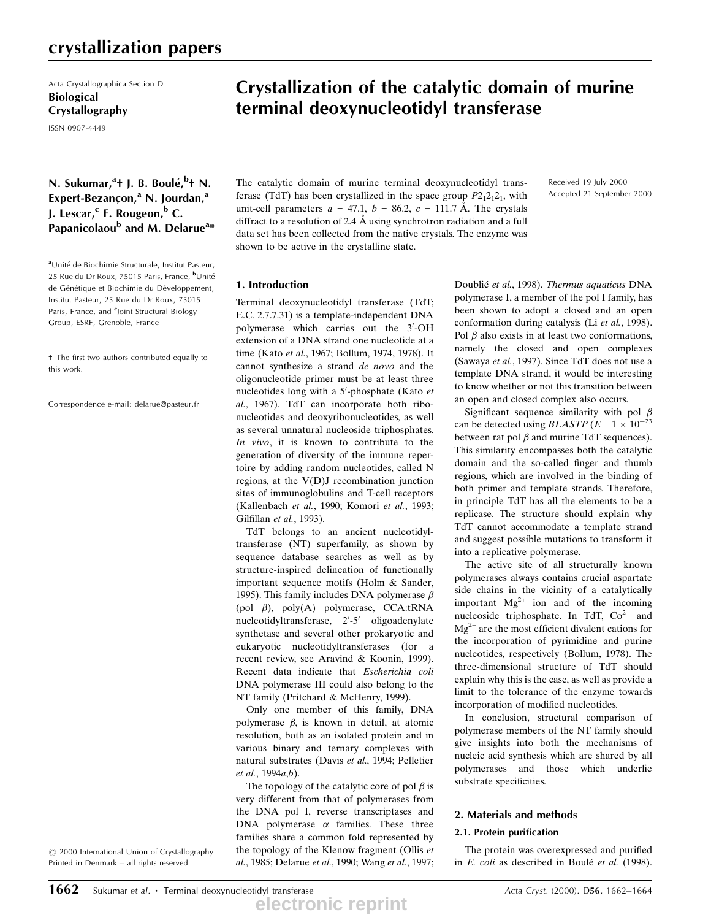## crystallization papers

Acta Crystallographica Section D

**Biological Crystallography**

ISSN 0907-4449

# Crystallization of the catalytic domain of murine terminal deoxynucleotidyl transferase

**N. Sukumar,[a]† J. B. Boulé,[b]† N. Expert-Bezançon,[a] N. Jourdan,[a] J. Lescar,[c] F. Rougeon,[b] C. Papanicolaou[b] and M. Delarue[a]***

[a]Unité de Biochimie Structurale, Institut Pasteur, 25 Rue du Dr Roux, 75015 Paris, France, [b]Unité de Génétique et Biochimie du Développement, Institut Pasteur, 25 Rue du Dr Roux, 75015 Paris, France, and [c]Joint Structural Biology Group, ESRF, Grenoble, France

† The first two authors contributed equally to this work.

Correspondence e-mail: delarue@pasteur.fr

© 2000 International Union of Crystallography
Printed in Denmark – all rights reserved

Received 19 July 2000
Accepted 21 September 2000

The catalytic domain of murine terminal deoxynucleotidyl transferase (TdT) has been crystallized in the space group $P2_12_12_1$, with unit-cell parameters $a$ = 47.1, $b$ = 86.2, $c$ = 111.7 Å. The crystals diffract to a resolution of 2.4 Å using synchrotron radiation and a full data set has been collected from the native crystals. The enzyme was shown to be active in the crystalline state.

## 1. Introduction

Terminal deoxynucleotidyl transferase (TdT; E.C. 2.7.7.31) is a template-independent DNA polymerase which carries out the 3′-OH extension of a DNA strand one nucleotide at a time (Kato *et al.*, 1967; Bollum, 1974, 1978). It cannot synthesize a strand *de novo* and the oligonucleotide primer must be at least three nucleotides long with a 5′-phosphate (Kato *et al.*, 1967). TdT can incorporate both ribonucleotides and deoxyribonucleotides, as well as several unnatural nucleoside triphosphates. *In vivo*, it is known to contribute to the generation of diversity of the immune repertoire by adding random nucleotides, called N regions, at the V(D)J recombination junction sites of immunoglobulins and T-cell receptors (Kallenbach *et al.*, 1990; Komori *et al.*, 1993; Gilfillan *et al.*, 1993).

TdT belongs to an ancient nucleotidyltransferase (NT) superfamily, as shown by sequence database searches as well as by structure-inspired delineation of functionally important sequence motifs (Holm & Sander, 1995). This family includes DNA polymerase $\beta$ (pol $\beta$), poly(A) polymerase, CCA:tRNA nucleotidyltransferase, 2′-5′ oligoadenylate synthetase and several other prokaryotic and eukaryotic nucleotidyltransferases (for a recent review, see Aravind & Koonin, 1999). Recent data indicate that *Escherichia coli* DNA polymerase III could also belong to the NT family (Pritchard & McHenry, 1999).

Only one member of this family, DNA polymerase $\beta$, is known in detail, at atomic resolution, both as an isolated protein and in various binary and ternary complexes with natural substrates (Davis *et al.*, 1994; Pelletier *et al.*, 1994*a*,*b*).

The topology of the catalytic core of pol $\beta$ is very different from that of polymerases from the DNA pol I, reverse transcriptases and DNA polymerase $\alpha$ families. These three families share a common fold represented by the topology of the Klenow fragment (Ollis *et al.*, 1985; Delarue *et al.*, 1990; Wang *et al.*, 1997; Doublié *et al.*, 1998). *Thermus aquaticus* DNA polymerase I, a member of the pol I family, has been shown to adopt a closed and an open conformation during catalysis (Li *et al.*, 1998). Pol $\beta$ also exists in at least two conformations, namely the closed and open complexes (Sawaya *et al.*, 1997). Since TdT does not use a template DNA strand, it would be interesting to know whether or not this transition between an open and closed complex also occurs.

Significant sequence similarity with pol $\beta$ can be detected using *BLASTP* ($E = 1 \times 10^{-23}$ between rat pol $\beta$ and murine TdT sequences). This similarity encompasses both the catalytic domain and the so-called finger and thumb regions, which are involved in the binding of both primer and template strands. Therefore, in principle TdT has all the elements to be a replicase. The structure should explain why TdT cannot accommodate a template strand and suggest possible mutations to transform it into a replicative polymerase.

The active site of all structurally known polymerases always contains crucial aspartate side chains in the vicinity of a catalytically important $Mg^{2+}$ ion and of the incoming nucleoside triphosphate. In TdT, $Co^{2+}$ and $Mg^{2+}$ are the most efficient divalent cations for the incorporation of pyrimidine and purine nucleotides, respectively (Bollum, 1978). The three-dimensional structure of TdT should explain why this is the case, as well as provide a limit to the tolerance of the enzyme towards incorporation of modified nucleotides.

In conclusion, structural comparison of polymerase members of the NT family should give insights into both the mechanisms of nucleic acid synthesis which are shared by all polymerases and those which underlie substrate specificities.

## 2. Materials and methods

### 2.1. Protein purification

The protein was overexpressed and purified in *E. coli* as described in Boulé *et al.* (1998).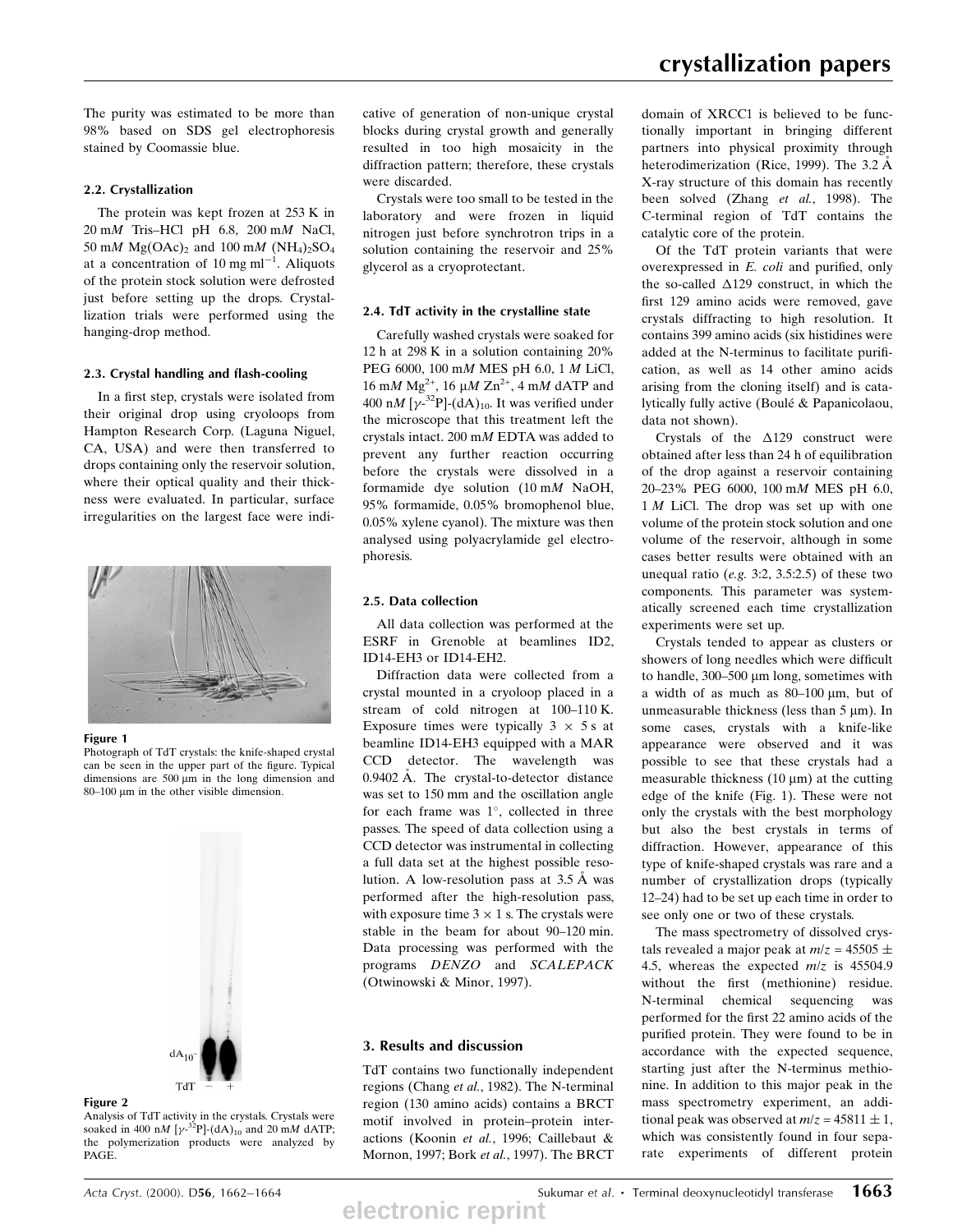The purity was estimated to be more than 98% based on SDS gel electrophoresis stained by Coomassie blue.

### 2.2. Crystallization

The protein was kept frozen at 253 K in 20 m$M$ Tris–HCl pH 6.8, 200 m$M$ NaCl, 50 m$M$ $Mg(OAc)_2$ and 100 m$M$ $(NH_4)_2SO_4$ at a concentration of 10 mg ml$^{-1}$. Aliquots of the protein stock solution were defrosted just before setting up the drops. Crystallization trials were performed using the hanging-drop method.

### 2.3. Crystal handling and flash-cooling

In a first step, crystals were isolated from their original drop using cryoloops from Hampton Research Corp. (Laguna Niguel, CA, USA) and were then transferred to drops containing only the reservoir solution, where their optical quality and their thickness were evaluated. In particular, surface irregularities on the largest face were indicative of generation of non-unique crystal blocks during crystal growth and generally resulted in too high mosaicity in the diffraction pattern; therefore, these crystals were discarded.

Crystals were too small to be tested in the laboratory and were frozen in liquid nitrogen just before synchrotron trips in a solution containing the reservoir and 25% glycerol as a cryoprotectant.

**Figure 1**
Photograph of TdT crystals: the knife-shaped crystal can be seen in the upper part of the figure. Typical dimensions are 500 µm in the long dimension and 80–100 µm in the other visible dimension.

**Figure 2**
Analysis of TdT activity in the crystals. Crystals were soaked in 400 n$M$ [$\gamma$-$^{32}$P]-$(dA)_{10}$ and 20 m$M$ dATP; the polymerization products were analyzed by PAGE.

### 2.4. TdT activity in the crystalline state

Carefully washed crystals were soaked for 12 h at 298 K in a solution containing 20% PEG 6000, 100 m$M$ MES pH 6.0, 1 $M$ LiCl, 16 m$M$ $Mg^{2+}$, 16 µ$M$ $Zn^{2+}$, 4 m$M$ dATP and 400 n$M$ [$\gamma$-$^{32}$P]-$(dA)_{10}$. It was verified under the microscope that this treatment left the crystals intact. 200 m$M$ EDTA was added to prevent any further reaction occurring before the crystals were dissolved in a formamide dye solution (10 m$M$ NaOH, 95% formamide, 0.05% bromophenol blue, 0.05% xylene cyanol). The mixture was then analysed using polyacrylamide gel electrophoresis.

### 2.5. Data collection

All data collection was performed at the ESRF in Grenoble at beamlines ID2, ID14-EH3 or ID14-EH2.

Diffraction data were collected from a crystal mounted in a cryoloop placed in a stream of cold nitrogen at 100–110 K. Exposure times were typically $3 \times 5$ s at beamline ID14-EH3 equipped with a MAR CCD detector. The wavelength was 0.9402 Å. The crystal-to-detector distance was set to 150 mm and the oscillation angle for each frame was 1°, collected in three passes. The speed of data collection using a CCD detector was instrumental in collecting a full data set at the highest possible resolution. A low-resolution pass at 3.5 Å was performed after the high-resolution pass, with exposure time $3 \times 1$ s. The crystals were stable in the beam for about 90–120 min. Data processing was performed with the programs *DENZO* and *SCALEPACK* (Otwinowski & Minor, 1997).

## 3. Results and discussion

TdT contains two functionally independent regions (Chang *et al.*, 1982). The N-terminal region (130 amino acids) contains a BRCT motif involved in protein–protein interactions (Koonin *et al.*, 1996; Caillebaut & Mornon, 1997; Bork *et al.*, 1997). The BRCT domain of XRCC1 is believed to be functionally important in bringing different partners into physical proximity through heterodimerization (Rice, 1999). The 3.2 Å X-ray structure of this domain has recently been solved (Zhang *et al.*, 1998). The C-terminal region of TdT contains the catalytic core of the protein.

Of the TdT protein variants that were overexpressed in *E. coli* and purified, only the so-called Δ129 construct, in which the first 129 amino acids were removed, gave crystals diffracting to high resolution. It contains 399 amino acids (six histidines were added at the N-terminus to facilitate purification, as well as 14 other amino acids arising from the cloning itself) and is catalytically fully active (Boulé & Papanicolaou, data not shown).

Crystals of the Δ129 construct were obtained after less than 24 h of equilibration of the drop against a reservoir containing 20–23% PEG 6000, 100 m$M$ MES pH 6.0, 1 $M$ LiCl. The drop was set up with one volume of the protein stock solution and one volume of the reservoir, although in some cases better results were obtained with an unequal ratio (*e.g.* 3:2, 3.5:2.5) of these two components. This parameter was systematically screened each time crystallization experiments were set up.

Crystals tended to appear as clusters or showers of long needles which were difficult to handle, 300–500 µm long, sometimes with a width of as much as 80–100 µm, but of unmeasurable thickness (less than 5 µm). In some cases, crystals with a knife-like appearance were observed and it was possible to see that these crystals had a measurable thickness (10 µm) at the cutting edge of the knife (Fig. 1). These were not only the crystals with the best morphology but also the best crystals in terms of diffraction. However, appearance of this type of knife-shaped crystals was rare and a number of crystallization drops (typically 12–24) had to be set up each time in order to see only one or two of these crystals.

The mass spectrometry of dissolved crystals revealed a major peak at $m/z = 45505 \pm 4.5$, whereas the expected $m/z$ is 45504.9 without the first (methionine) residue. N-terminal chemical sequencing was performed for the first 22 amino acids of the purified protein. They were found to be in accordance with the expected sequence, starting just after the N-terminus methionine. In addition to this major peak in the mass spectrometry experiment, an additional peak was observed at $m/z = 45811 \pm 1$, which was consistently found in four separate experiments of different protein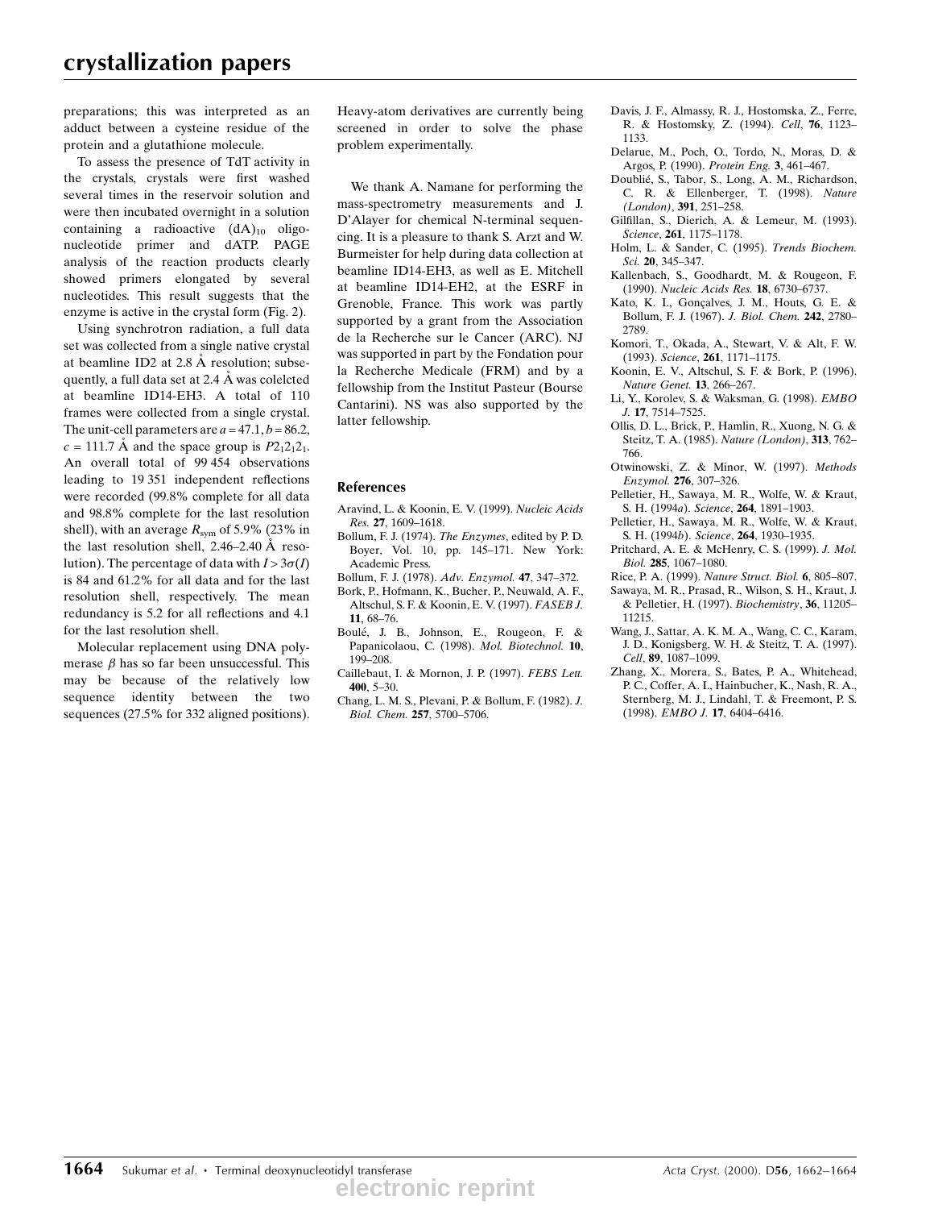preparations; this was interpreted as an adduct between a cysteine residue of the protein and a glutathione molecule.

To assess the presence of TdT activity in the crystals, crystals were first washed several times in the reservoir solution and were then incubated overnight in a solution containing a radioactive $(dA)_{10}$ oligonucleotide primer and dATP. PAGE analysis of the reaction products clearly showed primers elongated by several nucleotides. This result suggests that the enzyme is active in the crystal form (Fig. 2).

Using synchrotron radiation, a full data set was collected from a single native crystal at beamline ID2 at 2.8 Å resolution; subsequently, a full data set at 2.4 Å was colelcted at beamline ID14-EH3. A total of 110 frames were collected from a single crystal. The unit-cell parameters are $a = 47.1$, $b = 86.2$, $c = 111.7$ Å and the space group is $P2_12_12_1$. An overall total of 99 454 observations leading to 19 351 independent reflections were recorded (99.8% complete for all data and 98.8% complete for the last resolution shell), with an average $R_{\rm sym}$ of 5.9% (23% in the last resolution shell, 2.46–2.40 Å resolution). The percentage of data with $I > 3\sigma(I)$ is 84 and 61.2% for all data and for the last resolution shell, respectively. The mean redundancy is 5.2 for all reflections and 4.1 for the last resolution shell.

Molecular replacement using DNA polymerase $\beta$ has so far been unsuccessful. This may be because of the relatively low sequence identity between the two sequences (27.5% for 332 aligned positions). Heavy-atom derivatives are currently being screened in order to solve the phase problem experimentally.

We thank A. Namane for performing the mass-spectrometry measurements and J. D'Alayer for chemical N-terminal sequencing. It is a pleasure to thank S. Arzt and W. Burmeister for help during data collection at beamline ID14-EH3, as well as E. Mitchell at beamline ID14-EH2, at the ESRF in Grenoble, France. This work was partly supported by a grant from the Association de la Recherche sur le Cancer (ARC). NJ was supported in part by the Fondation pour la Recherche Medicale (FRM) and by a fellowship from the Institut Pasteur (Bourse Cantarini). NS was also supported by the latter fellowship.

## References

Aravind, L. & Koonin, E. V. (1999). *Nucleic Acids Res.* **27**, 1609–1618.

Bollum, F. J. (1974). *The Enzymes*, edited by P. D. Boyer, Vol. 10, pp. 145–171. New York: Academic Press.

Bollum, F. J. (1978). *Adv. Enzymol.* **47**, 347–372.

Bork, P., Hofmann, K., Bucher, P., Neuwald, A. F., Altschul, S. F. & Koonin, E. V. (1997). *FASEB J.* **11**, 68–76.

Boulé, J. B., Johnson, E., Rougeon, F. & Papanicolaou, C. (1998). *Mol. Biotechnol.* **10**, 199–208.

Caillebaut, I. & Mornon, J. P. (1997). *FEBS Lett.* **400**, 5–30.

Chang, L. M. S., Plevani, P. & Bollum, F. (1982). *J. Biol. Chem.* **257**, 5700–5706.

Davis, J. F., Almassy, R. J., Hostomska, Z., Ferre, R. & Hostomsky, Z. (1994). *Cell*, **76**, 1123–1133.

Delarue, M., Poch, O., Tordo, N., Moras, D. & Argos, P. (1990). *Protein Eng.* **3**, 461–467.

Doublié, S., Tabor, S., Long, A. M., Richardson, C. R. & Ellenberger, T. (1998). *Nature (London)*, **391**, 251–258.

Gilfillan, S., Dierich, A. & Lemeur, M. (1993). *Science*, **261**, 1175–1178.

Holm, L. & Sander, C. (1995). *Trends Biochem. Sci.* **20**, 345–347.

Kallenbach, S., Goodhardt, M. & Rougeon, F. (1990). *Nucleic Acids Res.* **18**, 6730–6737.

Kato, K. I., Gonçalves, J. M., Houts, G. E. & Bollum, F. J. (1967). *J. Biol. Chem.* **242**, 2780–2789.

Komori, T., Okada, A., Stewart, V. & Alt, F. W. (1993). *Science*, **261**, 1171–1175.

Koonin, E. V., Altschul, S. F. & Bork, P. (1996). *Nature Genet.* **13**, 266–267.

Li, Y., Korolev, S. & Waksman, G. (1998). *EMBO J.* **17**, 7514–7525.

Ollis, D. L., Brick, P., Hamlin, R., Xuong, N. G. & Steitz, T. A. (1985). *Nature (London)*, **313**, 762–766.

Otwinowski, Z. & Minor, W. (1997). *Methods Enzymol.* **276**, 307–326.

Pelletier, H., Sawaya, M. R., Wolfe, W. & Kraut, S. H. (1994*a*). *Science*, **264**, 1891–1903.

Pelletier, H., Sawaya, M. R., Wolfe, W. & Kraut, S. H. (1994*b*). *Science*, **264**, 1930–1935.

Pritchard, A. E. & McHenry, C. S. (1999). *J. Mol. Biol.* **285**, 1067–1080.

Rice, P. A. (1999). *Nature Struct. Biol.* **6**, 805–807.

Sawaya, M. R., Prasad, R., Wilson, S. H., Kraut, J. & Pelletier, H. (1997). *Biochemistry*, **36**, 11205–11215.

Wang, J., Sattar, A. K. M. A., Wang, C. C., Karam, J. D., Konigsberg, W. H. & Steitz, T. A. (1997). *Cell*, **89**, 1087–1099.

Zhang, X., Morera, S., Bates, P. A., Whitehead, P. C., Coffer, A. I., Hainbucher, K., Nash, R. A., Sternberg, M. J., Lindahl, T. & Freemont, P. S. (1998). *EMBO J.* **17**, 6404–6416.